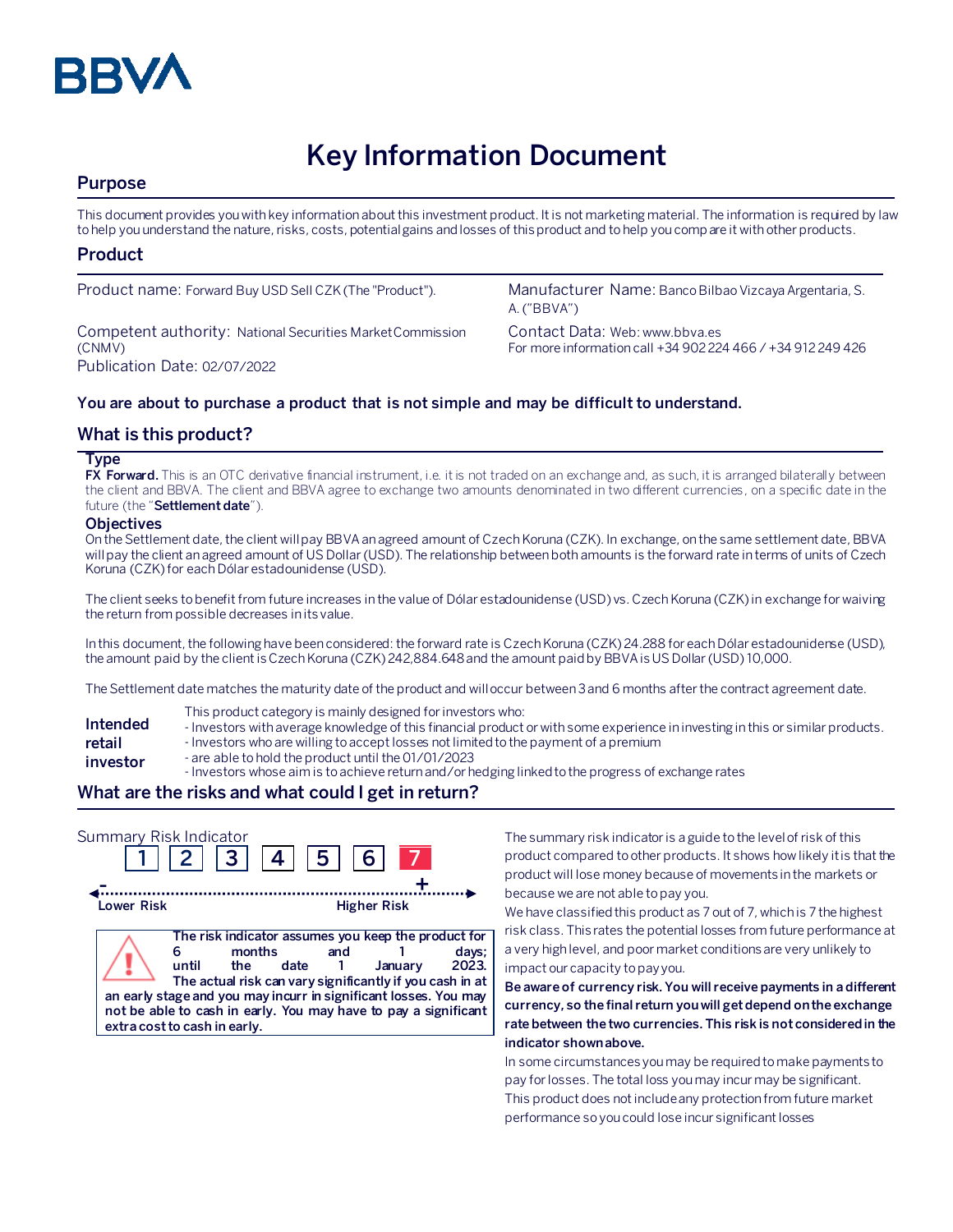BBVA

# Key Information Document

## Purpose

This document provides you with key information about this investment product. It is not marketing material. The information is required by law to help you understand the nature, risks, costs, potential gains and losses of this product and to help you compare it with other products.

## Product

Product name: Forward Buy USD Sell CZK (The "Product").

Competent authority: National Securities Market Commission (CNMV)

Publication Date: 02/07/2022

Manufacturer Name: Banco Bilbao Vizcaya Argentaria, S. A. ("BBVA")

Contact Data: Web: www.bbva.es
For more information call +34 902 224 466 / +34 912 249 426

**You are about to purchase a product that is not simple and may be difficult to understand.**

## What is this product?

### Type

**FX Forward.** This is an OTC derivative financial instrument, i.e. it is not traded on an exchange and, as such, it is arranged bilaterally between the client and BBVA. The client and BBVA agree to exchange two amounts denominated in two different currencies, on a specific date in the future (the "**Settlement date**").

### Objectives

On the Settlement date, the client will pay BBVA an agreed amount of Czech Koruna (CZK). In exchange, on the same settlement date, BBVA will pay the client an agreed amount of US Dollar (USD). The relationship between both amounts is the forward rate in terms of units of Czech Koruna (CZK) for each Dólar estadounidense (USD).

The client seeks to benefit from future increases in the value of Dólar estadounidense (USD) vs. Czech Koruna (CZK) in exchange for waiving the return from possible decreases in its value.

In this document, the following have been considered: the forward rate is Czech Koruna (CZK) 24.288 for each Dólar estadounidense (USD), the amount paid by the client is Czech Koruna (CZK) 242,884.648 and the amount paid by BBVA is US Dollar (USD) 10,000.

The Settlement date matches the maturity date of the product and will occur between 3 and 6 months after the contract agreement date.

**Intended retail investor**

This product category is mainly designed for investors who:
- Investors with average knowledge of this financial product or with some experience in investing in this or similar products.
- Investors who are willing to accept losses not limited to the payment of a premium
- are able to hold the product until the 01/01/2023
- Investors whose aim is to achieve return and/or hedging linked to the progress of exchange rates

## What are the risks and what could I get in return?

Summary Risk Indicator

1 | 2 | 3 | 4 | 5 | 6 | **7**

Lower Risk — Higher Risk

**The risk indicator assumes you keep the product for 6 months and 1 days; until the date 1 January 2023. The actual risk can vary significantly if you cash in at an early stage and you may incurr in significant losses. You may not be able to cash in early. You may have to pay a significant extra cost to cash in early.**

The summary risk indicator is a guide to the level of risk of this product compared to other products. It shows how likely it is that the product will lose money because of movements in the markets or because we are not able to pay you.

We have classified this product as 7 out of 7, which is 7 the highest risk class. This rates the potential losses from future performance at a very high level, and poor market conditions are very unlikely to impact our capacity to pay you.

**Be aware of currency risk. You will receive payments in a different currency, so the final return you will get depend on the exchange rate between the two currencies. This risk is not considered in the indicator shown above.**

In some circumstances you may be required to make payments to pay for losses. The total loss you may incur may be significant. This product does not include any protection from future market performance so you could lose incur significant losses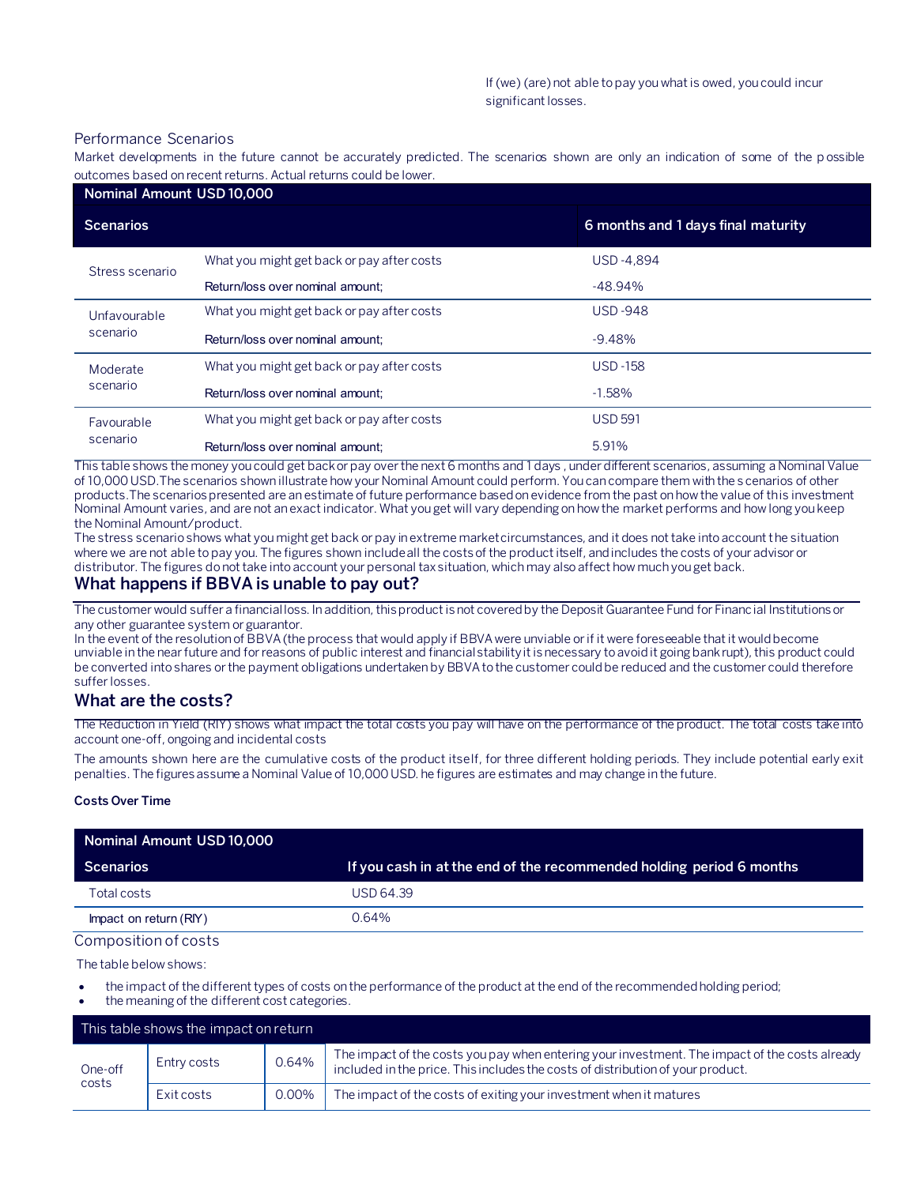If (we) (are) not able to pay you what is owed, you could incur significant losses.

### Performance Scenarios

Market developments in the future cannot be accurately predicted. The scenarios shown are only an indication of some of the possible outcomes based on recent returns. Actual returns could be lower.

| Nominal Amount USD 10,000 | | |
|---|---|---|
| **Scenarios** | | **6 months and 1 days final maturity** |
| Stress scenario | What you might get back or pay after costs | USD -4,894 |
| | Return/loss over nominal amount; | -48.94% |
| Unfavourable scenario | What you might get back or pay after costs | USD -948 |
| | Return/loss over nominal amount; | -9.48% |
| Moderate scenario | What you might get back or pay after costs | USD -158 |
| | Return/loss over nominal amount; | -1.58% |
| Favourable scenario | What you might get back or pay after costs | USD 591 |
| | Return/loss over nominal amount; | 5.91% |

This table shows the money you could get back or pay over the next 6 months and 1 days , under different scenarios, assuming a Nominal Value of 10,000 USD.The scenarios shown illustrate how your Nominal Amount could perform. You can compare them with the s cenarios of other products.The scenarios presented are an estimate of future performance based on evidence from the past on how the value of this investment Nominal Amount varies, and are not an exact indicator. What you get will vary depending on how the market performs and how long you keep the Nominal Amount/product.

The stress scenario shows what you might get back or pay in extreme market circumstances, and it does not take into account the situation where we are not able to pay you. The figures shown include all the costs of the product itself, and includes the costs of your advisor or distributor. The figures do not take into account your personal tax situation, which may also affect how much you get back.

## What happens if BBVA is unable to pay out?

The customer would suffer a financial loss. In addition, this product is not covered by the Deposit Guarantee Fund for Financial Institutions or any other guarantee system or guarantor.

In the event of the resolution of BBVA (the process that would apply if BBVA were unviable or if it were foreseeable that it would become unviable in the near future and for reasons of public interest and financial stability it is necessary to avoid it going bankrupt), this product could be converted into shares or the payment obligations undertaken by BBVA to the customer could be reduced and the customer could therefore suffer losses.

## What are the costs?

The Reduction in Yield (RIY) shows what impact the total costs you pay will have on the performance of the product. The total costs take into account one-off, ongoing and incidental costs

The amounts shown here are the cumulative costs of the product itself, for three different holding periods. They include potential early exit penalties. The figures assume a Nominal Value of 10,000 USD. he figures are estimates and may change in the future.

**Costs Over Time**

| Nominal Amount USD 10,000 | |
|---|---|
| **Scenarios** | **If you cash in at the end of the recommended holding period 6 months** |
| Total costs | USD 64.39 |
| Impact on return (RIY) | 0.64% |

### Composition of costs

The table below shows:

- the impact of the different types of costs on the performance of the product at the end of the recommended holding period;
- the meaning of the different cost categories.

| This table shows the impact on return | | | |
|---|---|---|---|
| One-off costs | Entry costs | 0.64% | The impact of the costs you pay when entering your investment. The impact of the costs already included in the price. This includes the costs of distribution of your product. |
| | Exit costs | 0.00% | The impact of the costs of exiting your investment when it matures |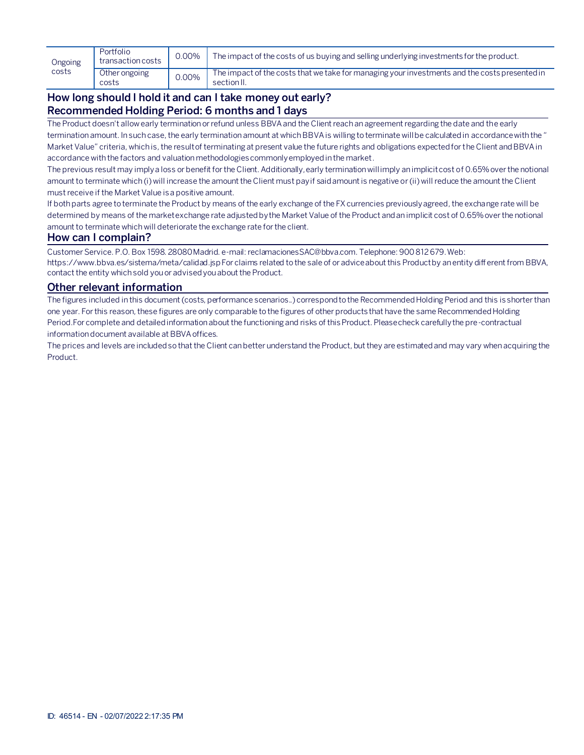| | | | |
|---|---|---|---|
| Ongoing costs | Portfolio transaction costs | 0.00% | The impact of the costs of us buying and selling underlying investments for the product. |
| | Other ongoing costs | 0.00% | The impact of the costs that we take for managing your investments and the costs presented in section II. |

## How long should I hold it and can I take money out early?

## Recommended Holding Period: 6 months and 1 days

The Product doesn't allow early termination or refund unless BBVA and the Client reach an agreement regarding the date and the early termination amount. In such case, the early termination amount at which BBVA is willing to terminate will be calculated in accordance with the " Market Value" criteria, which is, the result of terminating at present value the future rights and obligations expected for the Client and BBVA in accordance with the factors and valuation methodologies commonly employed in the market.

The previous result may imply a loss or benefit for the Client. Additionally, early termination will imply an implicit cost of 0.65% over the notional amount to terminate which (i) will increase the amount the Client must pay if said amount is negative or (ii) will reduce the amount the Client must receive if the Market Value is a positive amount.

If both parts agree to terminate the Product by means of the early exchange of the FX currencies previously agreed, the exchange rate will be determined by means of the market exchange rate adjusted by the Market Value of the Product and an implicit cost of 0.65% over the notional amount to terminate which will deteriorate the exchange rate for the client.

## How can I complain?

Customer Service. P.O. Box 1598. 28080 Madrid. e-mail: reclamacionesSAC@bbva.com. Telephone: 900 812 679. Web: https://www.bbva.es/sistema/meta/calidad.jsp For claims related to the sale of or advice about this Product by an entity different from BBVA, contact the entity which sold you or advised you about the Product.

## Other relevant information

The figures included in this document (costs, performance scenarios..) correspond to the Recommended Holding Period and this is shorter than one year. For this reason, these figures are only comparable to the figures of other products that have the same Recommended Holding Period.For complete and detailed information about the functioning and risks of this Product. Please check carefully the pre-contractual information document available at BBVA offices.

The prices and levels are included so that the Client can better understand the Product, but they are estimated and may vary when acquiring the Product.

ID: 46514 - EN - 02/07/2022 2:17:35 PM